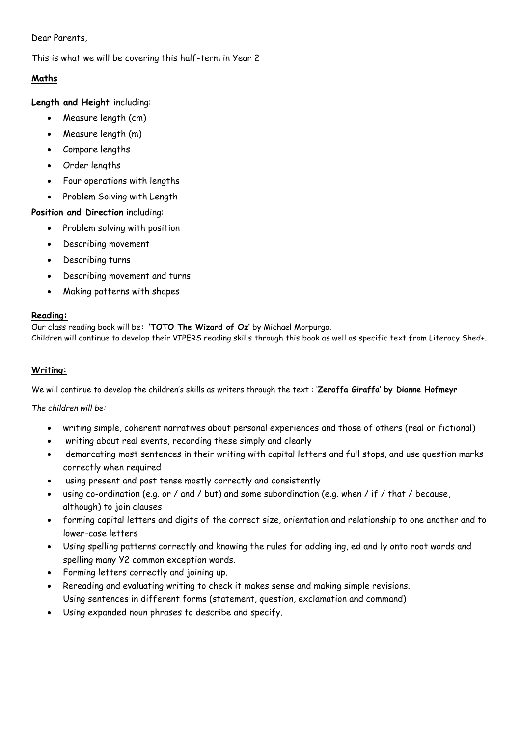Dear Parents,

This is what we will be covering this half-term in Year 2

## Maths

**Length and Height** including:

- Measure length (cm)
- Measure length (m)
- Compare lengths
- Order lengths
- Four operations with lengths
- Problem Solving with Length

**Position and Direction** including:

- Problem solving with position
- Describing movement
- Describing turns
- Describing movement and turns
- Making patterns with shapes

## Reading:

Our class reading book will be**: 'TOTO The Wizard of Oz'** by Michael Morpurgo.
Children will continue to develop their VIPERS reading skills through this book as well as specific text from Literacy Shed+.

## Writing:

We will continue to develop the children's skills as writers through the text : '**Zeraffa Giraffa' by Dianne Hofmeyr**

*The children will be:*

- writing simple, coherent narratives about personal experiences and those of others (real or fictional)
- writing about real events, recording these simply and clearly
- demarcating most sentences in their writing with capital letters and full stops, and use question marks correctly when required
- using present and past tense mostly correctly and consistently
- using co-ordination (e.g. or / and / but) and some subordination (e.g. when / if / that / because, although) to join clauses
- forming capital letters and digits of the correct size, orientation and relationship to one another and to lower-case letters
- Using spelling patterns correctly and knowing the rules for adding ing, ed and ly onto root words and spelling many Y2 common exception words.
- Forming letters correctly and joining up.
- Rereading and evaluating writing to check it makes sense and making simple revisions.
  Using sentences in different forms (statement, question, exclamation and command)
- Using expanded noun phrases to describe and specify.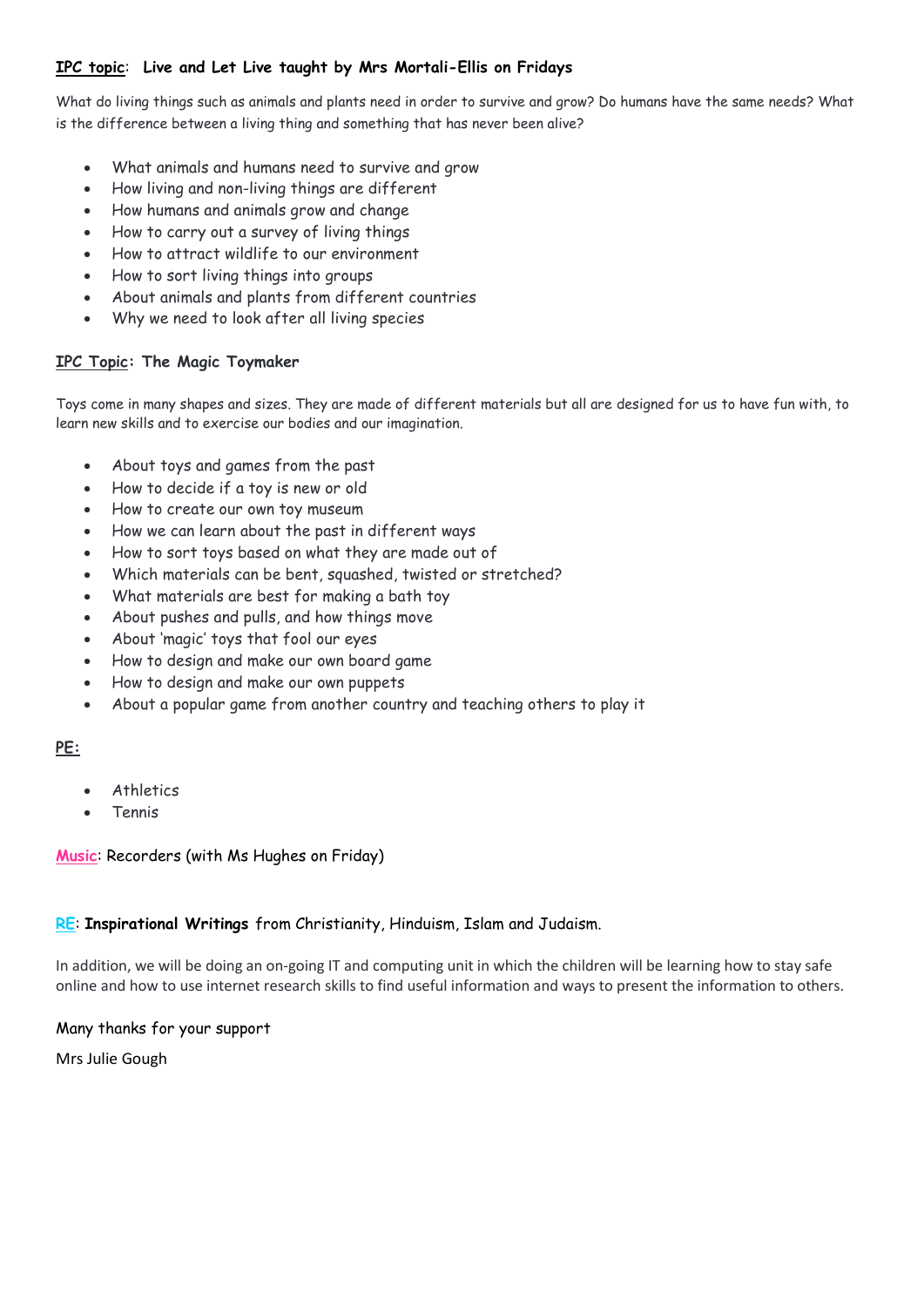**IPC topic**: **Live and Let Live taught by Mrs Mortali-Ellis on Fridays**

What do living things such as animals and plants need in order to survive and grow? Do humans have the same needs? What is the difference between a living thing and something that has never been alive?

- What animals and humans need to survive and grow
- How living and non-living things are different
- How humans and animals grow and change
- How to carry out a survey of living things
- How to attract wildlife to our environment
- How to sort living things into groups
- About animals and plants from different countries
- Why we need to look after all living species

**IPC Topic: The Magic Toymaker**

Toys come in many shapes and sizes. They are made of different materials but all are designed for us to have fun with, to learn new skills and to exercise our bodies and our imagination.

- About toys and games from the past
- How to decide if a toy is new or old
- How to create our own toy museum
- How we can learn about the past in different ways
- How to sort toys based on what they are made out of
- Which materials can be bent, squashed, twisted or stretched?
- What materials are best for making a bath toy
- About pushes and pulls, and how things move
- About 'magic' toys that fool our eyes
- How to design and make our own board game
- How to design and make our own puppets
- About a popular game from another country and teaching others to play it

**PE:**

- Athletics
- Tennis

**Music**: Recorders (with Ms Hughes on Friday)

**RE**: **Inspirational Writings** from Christianity, Hinduism, Islam and Judaism.

In addition, we will be doing an on-going IT and computing unit in which the children will be learning how to stay safe online and how to use internet research skills to find useful information and ways to present the information to others.

Many thanks for your support

Mrs Julie Gough